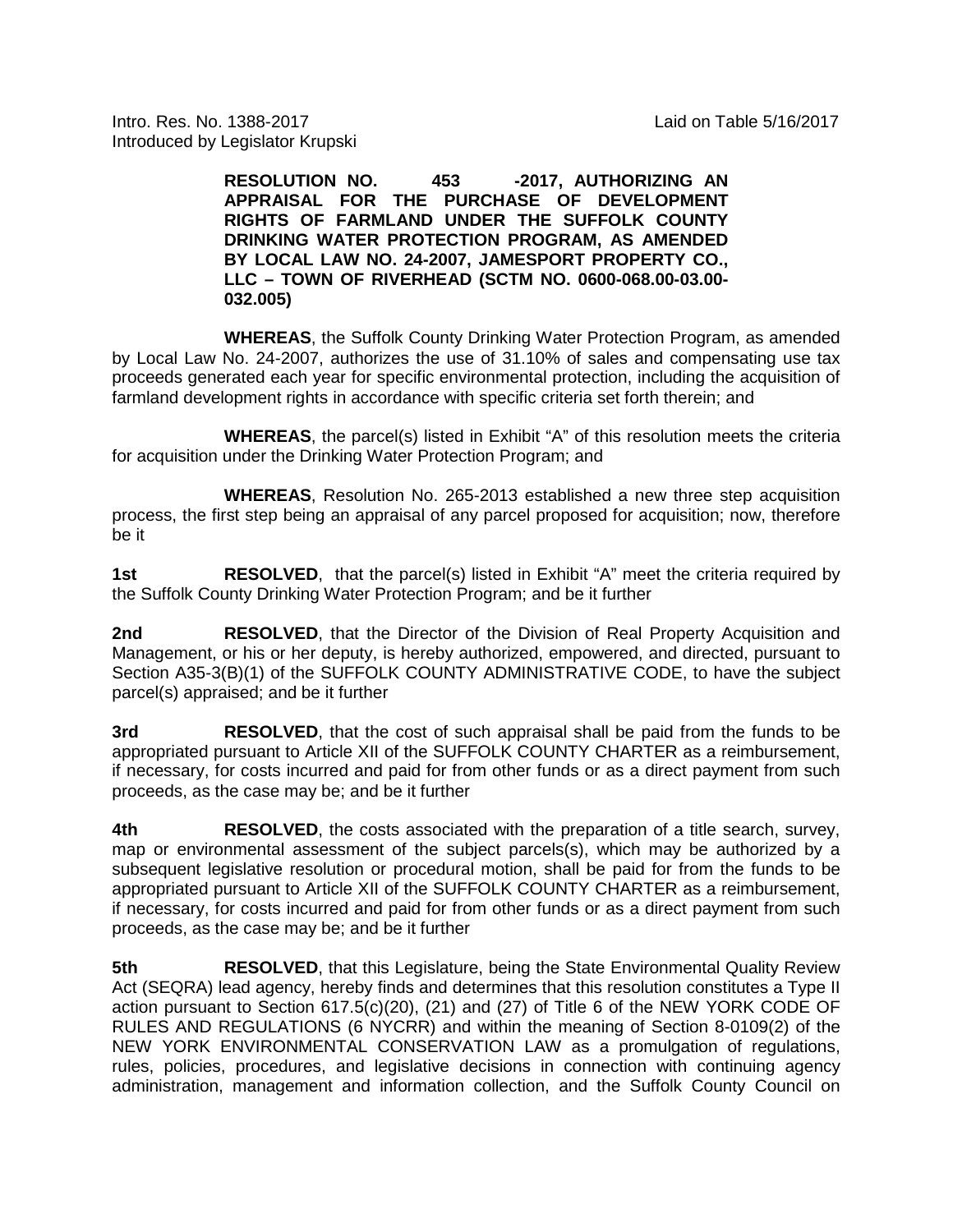Intro. Res. No. 1388-2017 Laid on Table 5/16/2017
Introduced by Legislator Krupski

**RESOLUTION NO. 453 -2017, AUTHORIZING AN APPRAISAL FOR THE PURCHASE OF DEVELOPMENT RIGHTS OF FARMLAND UNDER THE SUFFOLK COUNTY DRINKING WATER PROTECTION PROGRAM, AS AMENDED BY LOCAL LAW NO. 24-2007, JAMESPORT PROPERTY CO., LLC – TOWN OF RIVERHEAD (SCTM NO. 0600-068.00-03.00-032.005)**

**WHEREAS**, the Suffolk County Drinking Water Protection Program, as amended by Local Law No. 24-2007, authorizes the use of 31.10% of sales and compensating use tax proceeds generated each year for specific environmental protection, including the acquisition of farmland development rights in accordance with specific criteria set forth therein; and

**WHEREAS**, the parcel(s) listed in Exhibit "A" of this resolution meets the criteria for acquisition under the Drinking Water Protection Program; and

**WHEREAS**, Resolution No. 265-2013 established a new three step acquisition process, the first step being an appraisal of any parcel proposed for acquisition; now, therefore be it

**1st** **RESOLVED**, that the parcel(s) listed in Exhibit "A" meet the criteria required by the Suffolk County Drinking Water Protection Program; and be it further

**2nd** **RESOLVED**, that the Director of the Division of Real Property Acquisition and Management, or his or her deputy, is hereby authorized, empowered, and directed, pursuant to Section A35-3(B)(1) of the SUFFOLK COUNTY ADMINISTRATIVE CODE, to have the subject parcel(s) appraised; and be it further

**3rd** **RESOLVED**, that the cost of such appraisal shall be paid from the funds to be appropriated pursuant to Article XII of the SUFFOLK COUNTY CHARTER as a reimbursement, if necessary, for costs incurred and paid for from other funds or as a direct payment from such proceeds, as the case may be; and be it further

**4th** **RESOLVED**, the costs associated with the preparation of a title search, survey, map or environmental assessment of the subject parcels(s), which may be authorized by a subsequent legislative resolution or procedural motion, shall be paid for from the funds to be appropriated pursuant to Article XII of the SUFFOLK COUNTY CHARTER as a reimbursement, if necessary, for costs incurred and paid for from other funds or as a direct payment from such proceeds, as the case may be; and be it further

**5th** **RESOLVED**, that this Legislature, being the State Environmental Quality Review Act (SEQRA) lead agency, hereby finds and determines that this resolution constitutes a Type II action pursuant to Section 617.5(c)(20), (21) and (27) of Title 6 of the NEW YORK CODE OF RULES AND REGULATIONS (6 NYCRR) and within the meaning of Section 8-0109(2) of the NEW YORK ENVIRONMENTAL CONSERVATION LAW as a promulgation of regulations, rules, policies, procedures, and legislative decisions in connection with continuing agency administration, management and information collection, and the Suffolk County Council on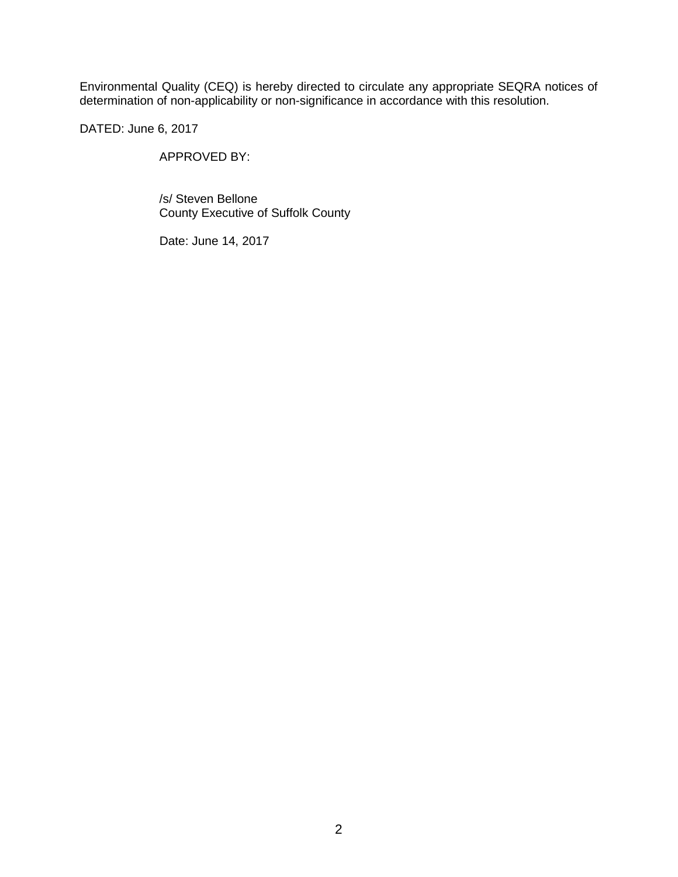Environmental Quality (CEQ) is hereby directed to circulate any appropriate SEQRA notices of determination of non-applicability or non-significance in accordance with this resolution.

DATED: June 6, 2017

APPROVED BY:

/s/ Steven Bellone
County Executive of Suffolk County

Date: June 14, 2017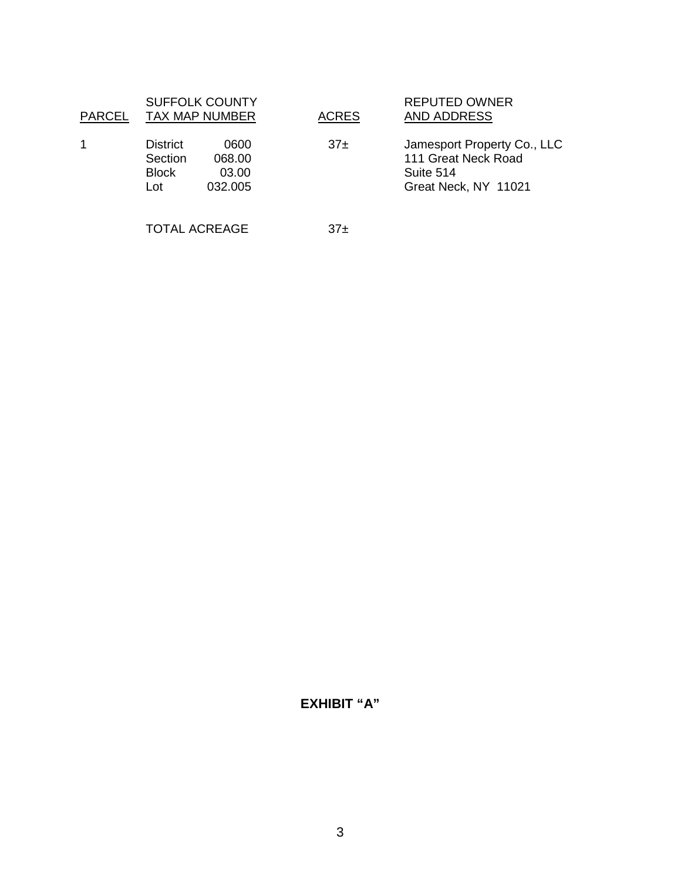| PARCEL | SUFFOLK COUNTY TAX MAP NUMBER | | ACRES | REPUTED OWNER AND ADDRESS |
|---|---|---|---|---|
| 1 | District | 0600 | 37± | Jamesport Property Co., LLC |
| | Section | 068.00 | | 111 Great Neck Road |
| | Block | 03.00 | | Suite 514 |
| | Lot | 032.005 | | Great Neck, NY 11021 |
| | TOTAL ACREAGE | | 37± | |

**EXHIBIT "A"**